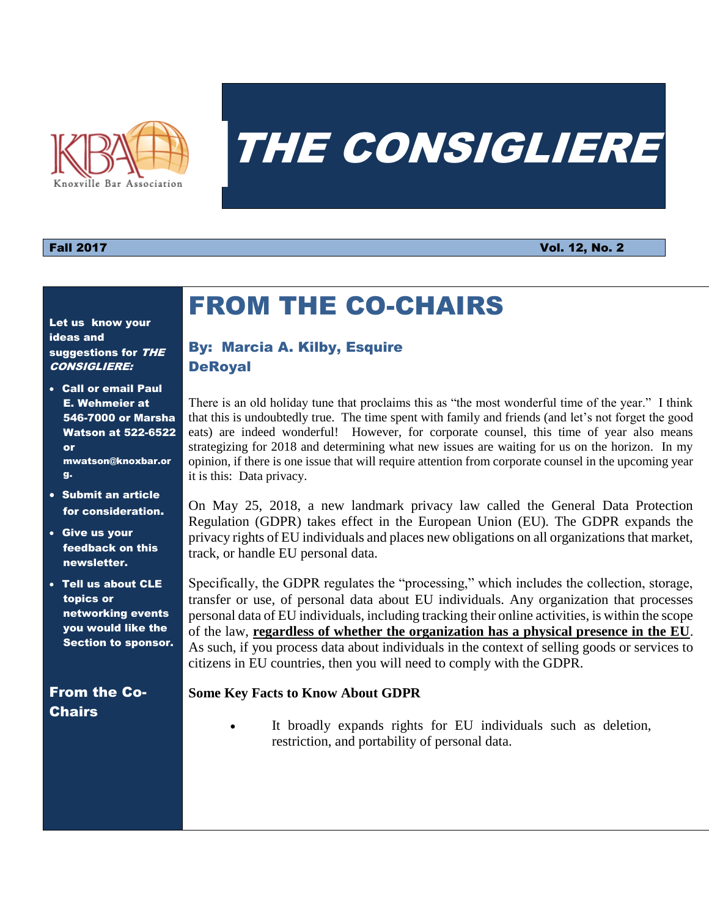Knoxville Bar Association

# THE CONSIGLIERE

**Fall 2017** **Vol. 12, No. 2**

**Let us know your ideas and suggestions for *THE CONSIGLIERE:***

- **Call or email Paul E. Wehmeier at 546-7000 or Marsha Watson at 522-6522 or mwatson@knoxbar.org.**
- **Submit an article for consideration.**
- **Give us your feedback on this newsletter.**
- **Tell us about CLE topics or networking events you would like the Section to sponsor.**

**From the Co-Chairs**

# FROM THE CO-CHAIRS

### By: Marcia A. Kilby, Esquire
### DeRoyal

There is an old holiday tune that proclaims this as "the most wonderful time of the year." I think that this is undoubtedly true. The time spent with family and friends (and let's not forget the good eats) are indeed wonderful! However, for corporate counsel, this time of year also means strategizing for 2018 and determining what new issues are waiting for us on the horizon. In my opinion, if there is one issue that will require attention from corporate counsel in the upcoming year it is this: Data privacy.

On May 25, 2018, a new landmark privacy law called the General Data Protection Regulation (GDPR) takes effect in the European Union (EU). The GDPR expands the privacy rights of EU individuals and places new obligations on all organizations that market, track, or handle EU personal data.

Specifically, the GDPR regulates the "processing," which includes the collection, storage, transfer or use, of personal data about EU individuals. Any organization that processes personal data of EU individuals, including tracking their online activities, is within the scope of the law, <u>**regardless of whether the organization has a physical presence in the EU**</u>. As such, if you process data about individuals in the context of selling goods or services to citizens in EU countries, then you will need to comply with the GDPR.

**Some Key Facts to Know About GDPR**

- It broadly expands rights for EU individuals such as deletion, restriction, and portability of personal data.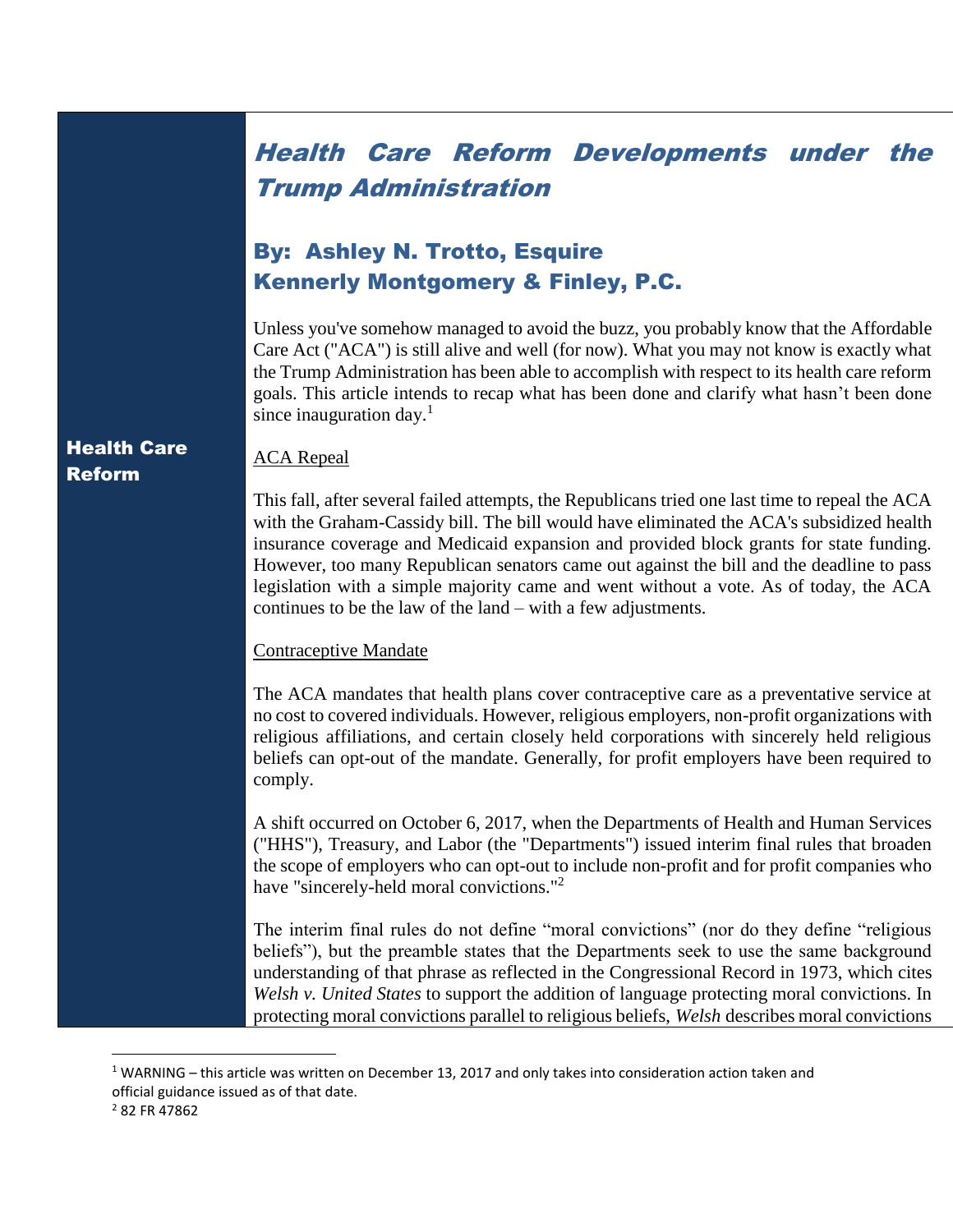# *Health Care Reform Developments under the Trump Administration*

## By: Ashley N. Trotto, Esquire
## Kennerly Montgomery & Finley, P.C.

Unless you've somehow managed to avoid the buzz, you probably know that the Affordable Care Act ("ACA") is still alive and well (for now). What you may not know is exactly what the Trump Administration has been able to accomplish with respect to its health care reform goals. This article intends to recap what has been done and clarify what hasn't been done since inauguration day.[1]

**Health Care Reform**

ACA Repeal

This fall, after several failed attempts, the Republicans tried one last time to repeal the ACA with the Graham-Cassidy bill. The bill would have eliminated the ACA's subsidized health insurance coverage and Medicaid expansion and provided block grants for state funding. However, too many Republican senators came out against the bill and the deadline to pass legislation with a simple majority came and went without a vote. As of today, the ACA continues to be the law of the land – with a few adjustments.

Contraceptive Mandate

The ACA mandates that health plans cover contraceptive care as a preventative service at no cost to covered individuals. However, religious employers, non-profit organizations with religious affiliations, and certain closely held corporations with sincerely held religious beliefs can opt-out of the mandate. Generally, for profit employers have been required to comply.

A shift occurred on October 6, 2017, when the Departments of Health and Human Services ("HHS"), Treasury, and Labor (the "Departments") issued interim final rules that broaden the scope of employers who can opt-out to include non-profit and for profit companies who have "sincerely-held moral convictions."[2]

The interim final rules do not define "moral convictions" (nor do they define "religious beliefs"), but the preamble states that the Departments seek to use the same background understanding of that phrase as reflected in the Congressional Record in 1973, which cites *Welsh v. United States* to support the addition of language protecting moral convictions. In protecting moral convictions parallel to religious beliefs, *Welsh* describes moral convictions

[1] WARNING – this article was written on December 13, 2017 and only takes into consideration action taken and official guidance issued as of that date.

[2] 82 FR 47862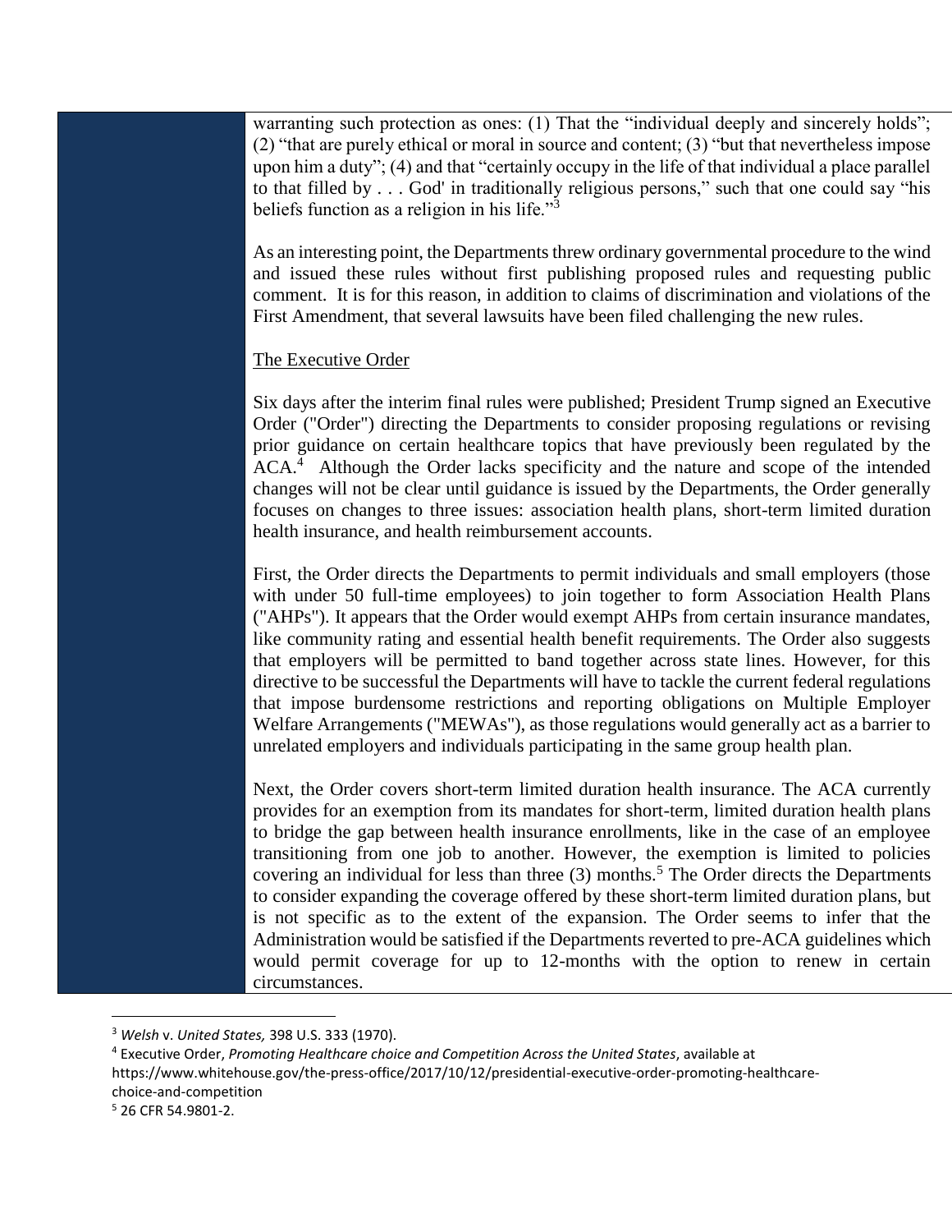warranting such protection as ones: (1) That the "individual deeply and sincerely holds"; (2) "that are purely ethical or moral in source and content; (3) "but that nevertheless impose upon him a duty"; (4) and that "certainly occupy in the life of that individual a place parallel to that filled by . . . God' in traditionally religious persons," such that one could say "his beliefs function as a religion in his life."[3]

As an interesting point, the Departments threw ordinary governmental procedure to the wind and issued these rules without first publishing proposed rules and requesting public comment. It is for this reason, in addition to claims of discrimination and violations of the First Amendment, that several lawsuits have been filed challenging the new rules.

The Executive Order

Six days after the interim final rules were published; President Trump signed an Executive Order ("Order") directing the Departments to consider proposing regulations or revising prior guidance on certain healthcare topics that have previously been regulated by the ACA.[4] Although the Order lacks specificity and the nature and scope of the intended changes will not be clear until guidance is issued by the Departments, the Order generally focuses on changes to three issues: association health plans, short-term limited duration health insurance, and health reimbursement accounts.

First, the Order directs the Departments to permit individuals and small employers (those with under 50 full-time employees) to join together to form Association Health Plans ("AHPs"). It appears that the Order would exempt AHPs from certain insurance mandates, like community rating and essential health benefit requirements. The Order also suggests that employers will be permitted to band together across state lines. However, for this directive to be successful the Departments will have to tackle the current federal regulations that impose burdensome restrictions and reporting obligations on Multiple Employer Welfare Arrangements ("MEWAs"), as those regulations would generally act as a barrier to unrelated employers and individuals participating in the same group health plan.

Next, the Order covers short-term limited duration health insurance. The ACA currently provides for an exemption from its mandates for short-term, limited duration health plans to bridge the gap between health insurance enrollments, like in the case of an employee transitioning from one job to another. However, the exemption is limited to policies covering an individual for less than three (3) months.[5] The Order directs the Departments to consider expanding the coverage offered by these short-term limited duration plans, but is not specific as to the extent of the expansion. The Order seems to infer that the Administration would be satisfied if the Departments reverted to pre-ACA guidelines which would permit coverage for up to 12-months with the option to renew in certain circumstances.

---

[3] *Welsh* v. *United States,* 398 U.S. 333 (1970).

[4] Executive Order, *Promoting Healthcare choice and Competition Across the United States*, available at https://www.whitehouse.gov/the-press-office/2017/10/12/presidential-executive-order-promoting-healthcare-choice-and-competition

[5] 26 CFR 54.9801-2.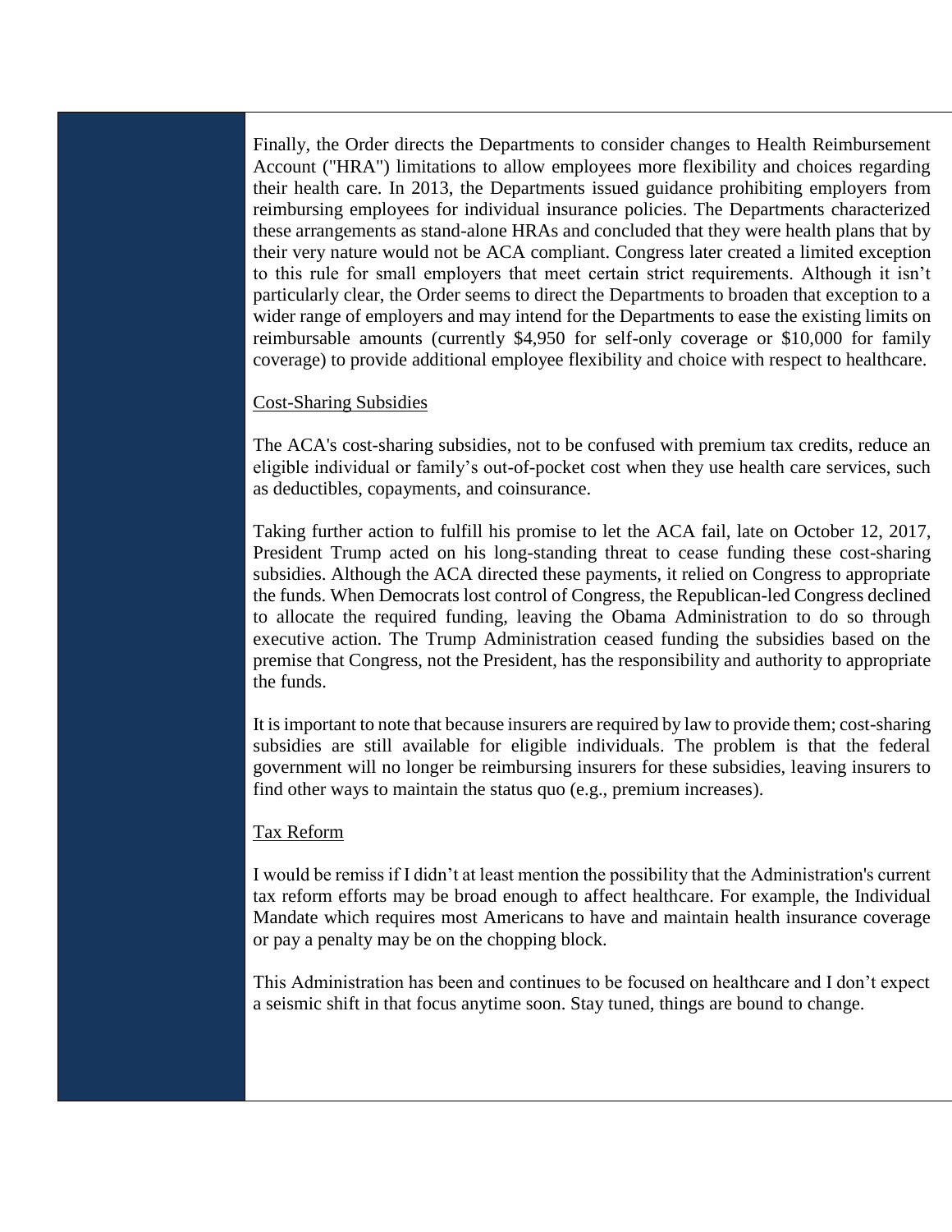Finally, the Order directs the Departments to consider changes to Health Reimbursement Account ("HRA") limitations to allow employees more flexibility and choices regarding their health care. In 2013, the Departments issued guidance prohibiting employers from reimbursing employees for individual insurance policies. The Departments characterized these arrangements as stand-alone HRAs and concluded that they were health plans that by their very nature would not be ACA compliant. Congress later created a limited exception to this rule for small employers that meet certain strict requirements. Although it isn't particularly clear, the Order seems to direct the Departments to broaden that exception to a wider range of employers and may intend for the Departments to ease the existing limits on reimbursable amounts (currently $4,950 for self-only coverage or $10,000 for family coverage) to provide additional employee flexibility and choice with respect to healthcare.

## Cost-Sharing Subsidies

The ACA's cost-sharing subsidies, not to be confused with premium tax credits, reduce an eligible individual or family's out-of-pocket cost when they use health care services, such as deductibles, copayments, and coinsurance.

Taking further action to fulfill his promise to let the ACA fail, late on October 12, 2017, President Trump acted on his long-standing threat to cease funding these cost-sharing subsidies. Although the ACA directed these payments, it relied on Congress to appropriate the funds. When Democrats lost control of Congress, the Republican-led Congress declined to allocate the required funding, leaving the Obama Administration to do so through executive action. The Trump Administration ceased funding the subsidies based on the premise that Congress, not the President, has the responsibility and authority to appropriate the funds.

It is important to note that because insurers are required by law to provide them; cost-sharing subsidies are still available for eligible individuals. The problem is that the federal government will no longer be reimbursing insurers for these subsidies, leaving insurers to find other ways to maintain the status quo (e.g., premium increases).

## Tax Reform

I would be remiss if I didn't at least mention the possibility that the Administration's current tax reform efforts may be broad enough to affect healthcare. For example, the Individual Mandate which requires most Americans to have and maintain health insurance coverage or pay a penalty may be on the chopping block.

This Administration has been and continues to be focused on healthcare and I don't expect a seismic shift in that focus anytime soon. Stay tuned, things are bound to change.